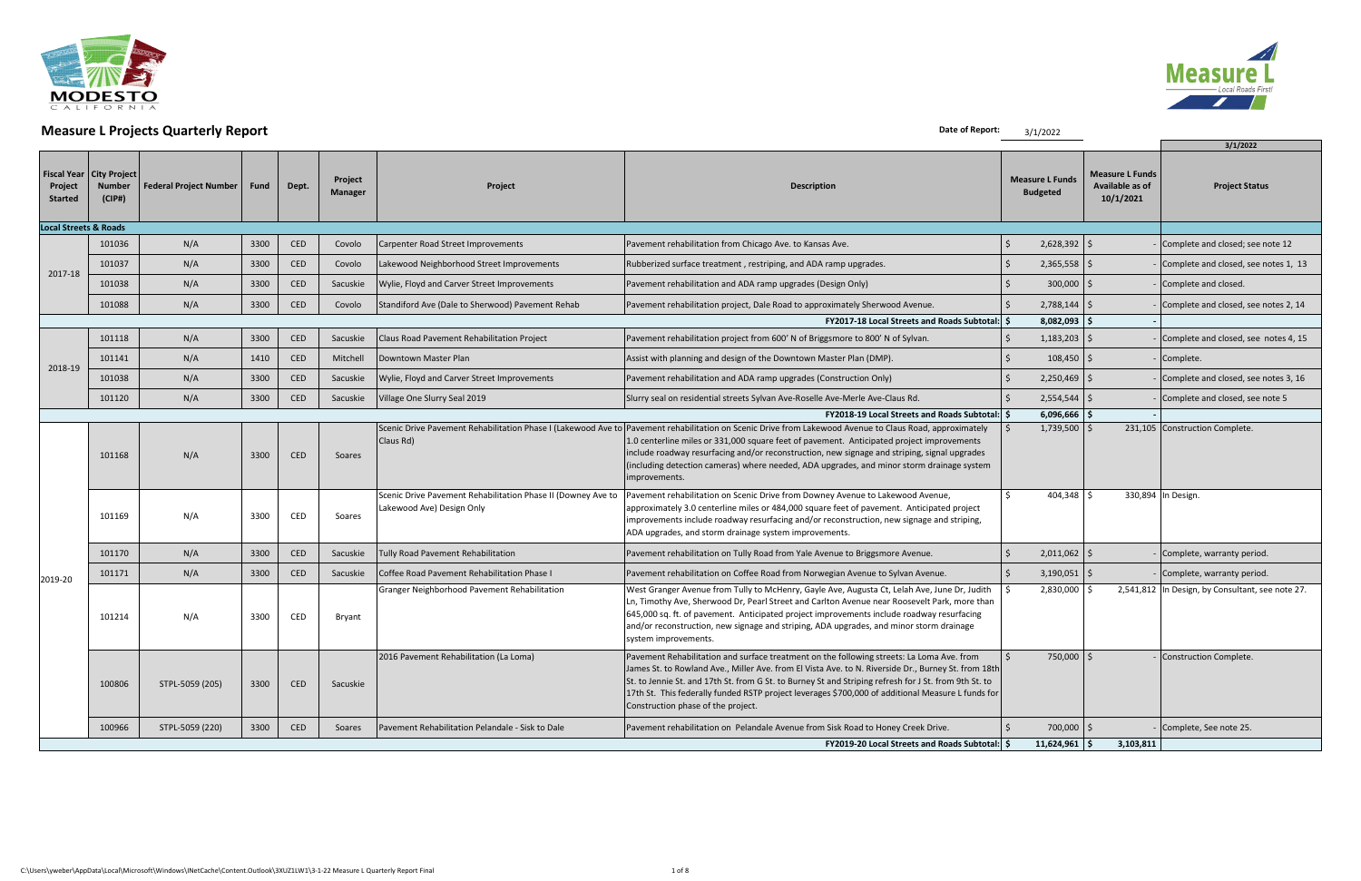# Measure L Projects Quarterly Report

**Date of Report:** 3/1/2022

| Fiscal Year Project Started | City Project Number (CIP#) | Federal Project Number | Fund | Dept. | Project Manager | Project | Description | Measure L Funds Budgeted | Measure L Funds Available as of 10/1/2021 | 3/1/2022 Project Status |
|---|---|---|---|---|---|---|---|---|---|---|
| **Local Streets & Roads** | | | | | | | | | | |
| 2017-18 | 101036 | N/A | 3300 | CED | Covolo | Carpenter Road Street Improvements | Pavement rehabilitation from Chicago Ave. to Kansas Ave. | $ 2,628,392 | $ - | Complete and closed; see note 12 |
| | 101037 | N/A | 3300 | CED | Covolo | Lakewood Neighborhood Street Improvements | Rubberized surface treatment , restriping, and ADA ramp upgrades. | $ 2,365,558 | $ - | Complete and closed, see notes 1, 13 |
| | 101038 | N/A | 3300 | CED | Sacuskie | Wylie, Floyd and Carver Street Improvements | Pavement rehabilitation and ADA ramp upgrades (Design Only) | $ 300,000 | $ - | Complete and closed. |
| | 101088 | N/A | 3300 | CED | Covolo | Standiford Ave (Dale to Sherwood) Pavement Rehab | Pavement rehabilitation project, Dale Road to approximately Sherwood Avenue. | $ 2,788,144 | $ - | Complete and closed, see notes 2, 14 |
| | | | | | | | **FY2017-18 Local Streets and Roads Subtotal:** | **$ 8,082,093** | **$ -** | |
| 2018-19 | 101118 | N/A | 3300 | CED | Sacuskie | Claus Road Pavement Rehabilitation Project | Pavement rehabilitation project from 600' N of Briggsmore to 800' N of Sylvan. | $ 1,183,203 | $ - | Complete and closed, see notes 4, 15 |
| | 101141 | N/A | 1410 | CED | Mitchell | Downtown Master Plan | Assist with planning and design of the Downtown Master Plan (DMP). | $ 108,450 | $ - | Complete. |
| | 101038 | N/A | 3300 | CED | Sacuskie | Wylie, Floyd and Carver Street Improvements | Pavement rehabilitation and ADA ramp upgrades (Construction Only) | $ 2,250,469 | $ - | Complete and closed, see notes 3, 16 |
| | 101120 | N/A | 3300 | CED | Sacuskie | Village One Slurry Seal 2019 | Slurry seal on residential streets Sylvan Ave-Roselle Ave-Merle Ave-Claus Rd. | $ 2,554,544 | $ - | Complete and closed, see note 5 |
| | | | | | | | **FY2018-19 Local Streets and Roads Subtotal:** | **$ 6,096,666** | **$ -** | |
| 2019-20 | 101168 | N/A | 3300 | CED | Soares | Scenic Drive Pavement Rehabilitation Phase I (Lakewood Ave to Claus Rd) | Pavement rehabilitation on Scenic Drive from Lakewood Avenue to Claus Road, approximately 1.0 centerline miles or 331,000 square feet of pavement. Anticipated project improvements include roadway resurfacing and/or reconstruction, new signage and striping, signal upgrades (including detection cameras) where needed, ADA upgrades, and minor storm drainage system improvements. | $ 1,739,500 | $ 231,105 | Construction Complete. |
| | 101169 | N/A | 3300 | CED | Soares | Scenic Drive Pavement Rehabilitation Phase II (Downey Ave to Lakewood Ave) Design Only | Pavement rehabilitation on Scenic Drive from Downey Avenue to Lakewood Avenue, approximately 3.0 centerline miles or 484,000 square feet of pavement. Anticipated project improvements include roadway resurfacing and/or reconstruction, new signage and striping, ADA upgrades, and storm drainage system improvements. | $ 404,348 | $ 330,894 | In Design. |
| | 101170 | N/A | 3300 | CED | Sacuskie | Tully Road Pavement Rehabilitation | Pavement rehabilitation on Tully Road from Yale Avenue to Briggsmore Avenue. | $ 2,011,062 | $ - | Complete, warranty period. |
| | 101171 | N/A | 3300 | CED | Sacuskie | Coffee Road Pavement Rehabilitation Phase I | Pavement rehabilitation on Coffee Road from Norwegian Avenue to Sylvan Avenue. | $ 3,190,051 | $ - | Complete, warranty period. |
| | 101214 | N/A | 3300 | CED | Bryant | Granger Neighborhood Pavement Rehabilitation | West Granger Avenue from Tully to McHenry, Gayle Ave, Augusta Ct, Lelah Ave, June Dr, Judith Ln, Timothy Ave, Sherwood Dr, Pearl Street and Carlton Avenue near Roosevelt Park, more than 645,000 sq. ft. of pavement. Anticipated project improvements include roadway resurfacing and/or reconstruction, new signage and striping, ADA upgrades, and minor storm drainage system improvements. | $ 2,830,000 | $ 2,541,812 | In Design, by Consultant, see note 27. |
| | 100806 | STPL-5059 (205) | 3300 | CED | Sacuskie | 2016 Pavement Rehabilitation (La Loma) | Pavement Rehabilitation and surface treatment on the following streets: La Loma Ave. from James St. to Rowland Ave., Miller Ave. from El Vista Ave. to N. Riverside Dr., Burney St. from 18th St. to Jennie St. and 17th St. from G St. to Burney St and Striping refresh for J St. from 9th St. to 17th St. This federally funded RSTP project leverages $700,000 of additional Measure L funds for Construction phase of the project. | $ 750,000 | $ - | Construction Complete. |
| | 100966 | STPL-5059 (220) | 3300 | CED | Soares | Pavement Rehabilitation Pelandale - Sisk to Dale | Pavement rehabilitation on Pelandale Avenue from Sisk Road to Honey Creek Drive. | $ 700,000 | $ - | Complete, See note 25. |
| | | | | | | | **FY2019-20 Local Streets and Roads Subtotal:** | **$ 11,624,961** | **$ 3,103,811** | |

C:\Users\yweber\AppData\Local\Microsoft\Windows\INetCache\Content.Outlook\3XUZ1LW1\3-1-22 Measure L Quarterly Report Final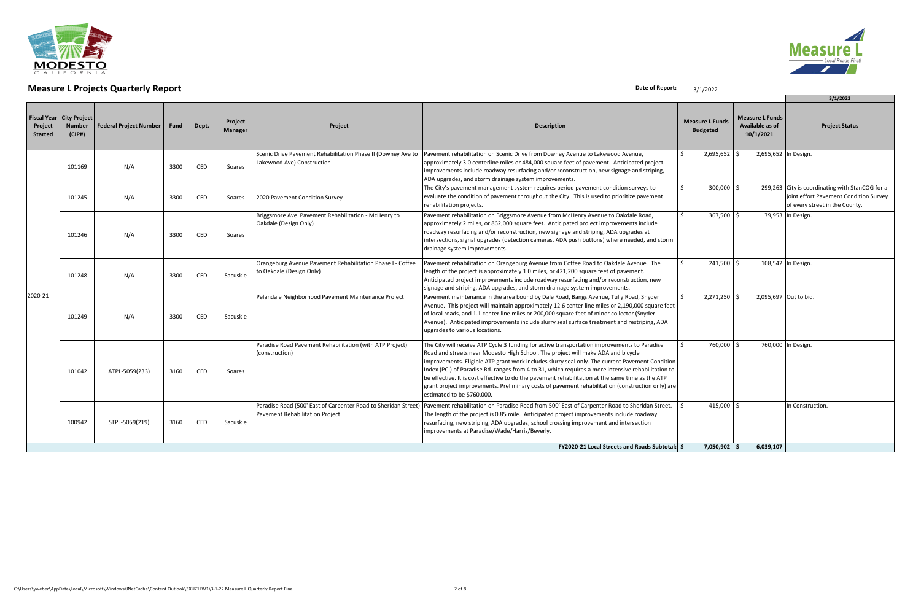# Measure L Projects Quarterly Report

**Date of Report:** 3/1/2022

| Fiscal Year Project Started | City Project Number (CIP#) | Federal Project Number | Fund | Dept. | Project Manager | Project | Description | Measure L Funds Budgeted | Measure L Funds Available as of 10/1/2021 | 3/1/2022 Project Status |
|---|---|---|---|---|---|---|---|---|---|---|
| 2020-21 | 101169 | N/A | 3300 | CED | Soares | Scenic Drive Pavement Rehabilitation Phase II (Downey Ave to Lakewood Ave) Construction | Pavement rehabilitation on Scenic Drive from Downey Avenue to Lakewood Avenue, approximately 3.0 centerline miles or 484,000 square feet of pavement. Anticipated project improvements include roadway resurfacing and/or reconstruction, new signage and striping, ADA upgrades, and storm drainage system improvements. | $ 2,695,652 | $ 2,695,652 | In Design. |
| | 101245 | N/A | 3300 | CED | Soares | 2020 Pavement Condition Survey | The City's pavement management system requires period pavement condition surveys to evaluate the condition of pavement throughout the City. This is used to prioritize pavement rehabilitation projects. | $ 300,000 | $ 299,263 | City is coordinating with StanCOG for a joint effort Pavement Condition Survey of every street in the County. |
| | 101246 | N/A | 3300 | CED | Soares | Briggsmore Ave Pavement Rehabilitation - McHenry to Oakdale (Design Only) | Pavement rehabilitation on Briggsmore Avenue from McHenry Avenue to Oakdale Road, approximately 2 miles, or 862,000 square feet. Anticipated project improvements include roadway resurfacing and/or reconstruction, new signage and striping, ADA upgrades at intersections, signal upgrades (detection cameras, ADA push buttons) where needed, and storm drainage system improvements. | $ 367,500 | $ 79,953 | In Design. |
| | 101248 | N/A | 3300 | CED | Sacuskie | Orangeburg Avenue Pavement Rehabilitation Phase I - Coffee to Oakdale (Design Only) | Pavement rehabilitation on Orangeburg Avenue from Coffee Road to Oakdale Avenue. The length of the project is approximately 1.0 miles, or 421,200 square feet of pavement. Anticipated project improvements include roadway resurfacing and/or reconstruction, new signage and striping, ADA upgrades, and storm drainage system improvements. | $ 241,500 | $ 108,542 | In Design. |
| | 101249 | N/A | 3300 | CED | Sacuskie | Pelandale Neighborhood Pavement Maintenance Project | Pavement maintenance in the area bound by Dale Road, Bangs Avenue, Tully Road, Snyder Avenue. This project will maintain approximately 12.6 center line miles or 2,190,000 square feet of local roads, and 1.1 center line miles or 200,000 square feet of minor collector (Snyder Avenue). Anticipated improvements include slurry seal surface treatment and restriping, ADA upgrades to various locations. | $ 2,271,250 | $ 2,095,697 | Out to bid. |
| | 101042 | ATPL-5059(233) | 3160 | CED | Soares | Paradise Road Pavement Rehabilitation (with ATP Project) (construction) | The City will receive ATP Cycle 3 funding for active transportation improvements to Paradise Road and streets near Modesto High School. The project will make ADA and bicycle improvements. Eligible ATP grant work includes slurry seal only. The current Pavement Condition Index (PCI) of Paradise Rd. ranges from 4 to 31, which requires a more intensive rehabilitation to be effective. It is cost effective to do the pavement rehabilitation at the same time as the ATP grant project improvements. Preliminary costs of pavement rehabilitation (construction only) are estimated to be $760,000. | $ 760,000 | $ 760,000 | In Design. |
| | 100942 | STPL-5059(219) | 3160 | CED | Sacuskie | Paradise Road (500' East of Carpenter Road to Sheridan Street) Pavement Rehabilitation Project | Pavement rehabilitation on Paradise Road from 500' East of Carpenter Road to Sheridan Street. The length of the project is 0.85 mile. Anticipated project improvements include roadway resurfacing, new striping, ADA upgrades, school crossing improvement and intersection improvements at Paradise/Wade/Harris/Beverly. | $ 415,000 | $ - | In Construction. |
| | | | | | | | **FY2020-21 Local Streets and Roads Subtotal: $** | **7,050,902** | **$ 6,039,107** | |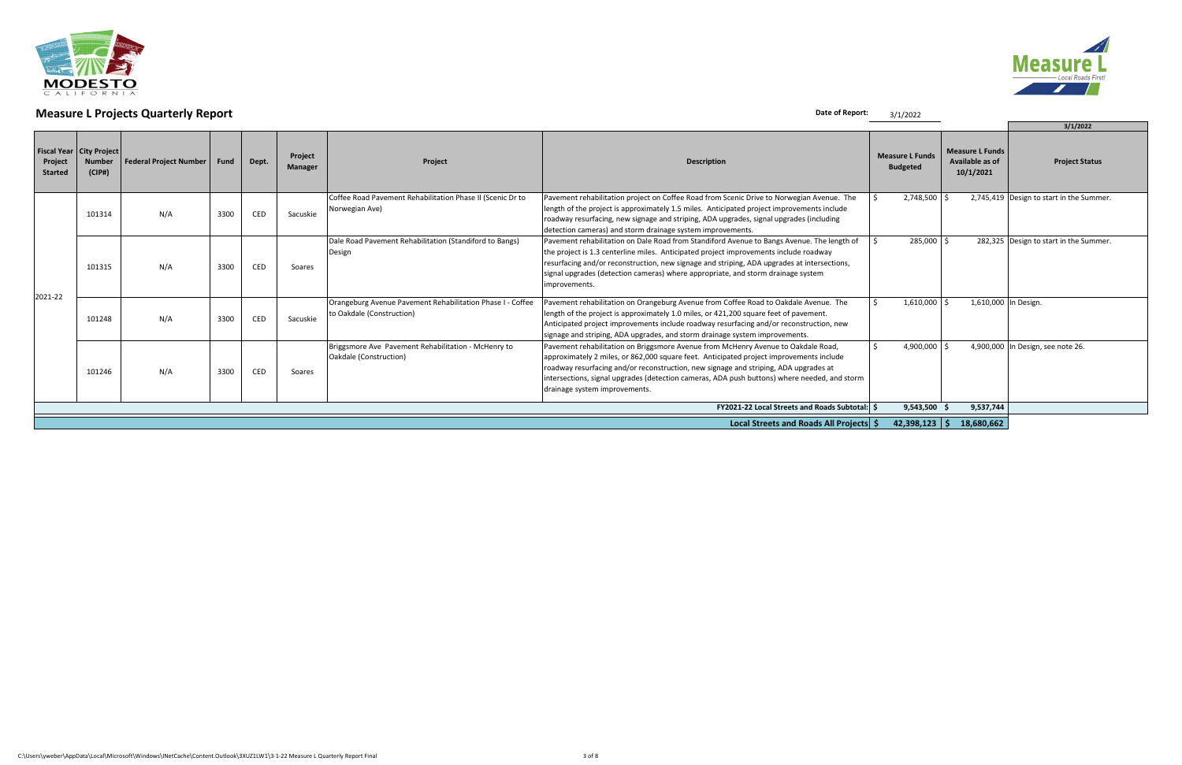# Measure L Projects Quarterly Report

**Date of Report:** 3/1/2022

| Fiscal Year Project Started | City Project Number (CIP#) | Federal Project Number | Fund | Dept. | Project Manager | Project | Description | Measure L Funds Budgeted | Measure L Funds Available as of 10/1/2021 | 3/1/2022 Project Status |
|---|---|---|---|---|---|---|---|---|---|---|
| 2021-22 | 101314 | N/A | 3300 | CED | Sacuskie | Coffee Road Pavement Rehabilitation Phase II (Scenic Dr to Norwegian Ave) | Pavement rehabilitation project on Coffee Road from Scenic Drive to Norwegian Avenue. The length of the project is approximately 1.5 miles. Anticipated project improvements include roadway resurfacing, new signage and striping, ADA upgrades, signal upgrades (including detection cameras) and storm drainage system improvements. | $ 2,748,500 | $ 2,745,419 | Design to start in the Summer. |
| | 101315 | N/A | 3300 | CED | Soares | Dale Road Pavement Rehabilitation (Standiford to Bangs) Design | Pavement rehabilitation on Dale Road from Standiford Avenue to Bangs Avenue. The length of the project is 1.3 centerline miles. Anticipated project improvements include roadway resurfacing and/or reconstruction, new signage and striping, ADA upgrades at intersections, signal upgrades (detection cameras) where appropriate, and storm drainage system improvements. | $ 285,000 | $ 282,325 | Design to start in the Summer. |
| | 101248 | N/A | 3300 | CED | Sacuskie | Orangeburg Avenue Pavement Rehabilitation Phase I - Coffee to Oakdale (Construction) | Pavement rehabilitation on Orangeburg Avenue from Coffee Road to Oakdale Avenue. The length of the project is approximately 1.0 miles, or 421,200 square feet of pavement. Anticipated project improvements include roadway resurfacing and/or reconstruction, new signage and striping, ADA upgrades, and storm drainage system improvements. | $ 1,610,000 | $ 1,610,000 | In Design. |
| | 101246 | N/A | 3300 | CED | Soares | Briggsmore Ave Pavement Rehabilitation - McHenry to Oakdale (Construction) | Pavement rehabilitation on Briggsmore Avenue from McHenry Avenue to Oakdale Road, approximately 2 miles, or 862,000 square feet. Anticipated project improvements include roadway resurfacing and/or reconstruction, new signage and striping, ADA upgrades at intersections, signal upgrades (detection cameras, ADA push buttons) where needed, and storm drainage system improvements. | $ 4,900,000 | $ 4,900,000 | In Design, see note 26. |
| | | | | | | | **FY2021-22 Local Streets and Roads Subtotal:** | **$ 9,543,500** | **$ 9,537,744** | |
| | | | | | | | **Local Streets and Roads All Projects** | **$ 42,398,123** | **$ 18,680,662** | |

C:\Users\yweber\AppData\Local\Microsoft\Windows\INetCache\Content.Outlook\3XUZ1LW1\3-1-22 Measure L Quarterly Report Final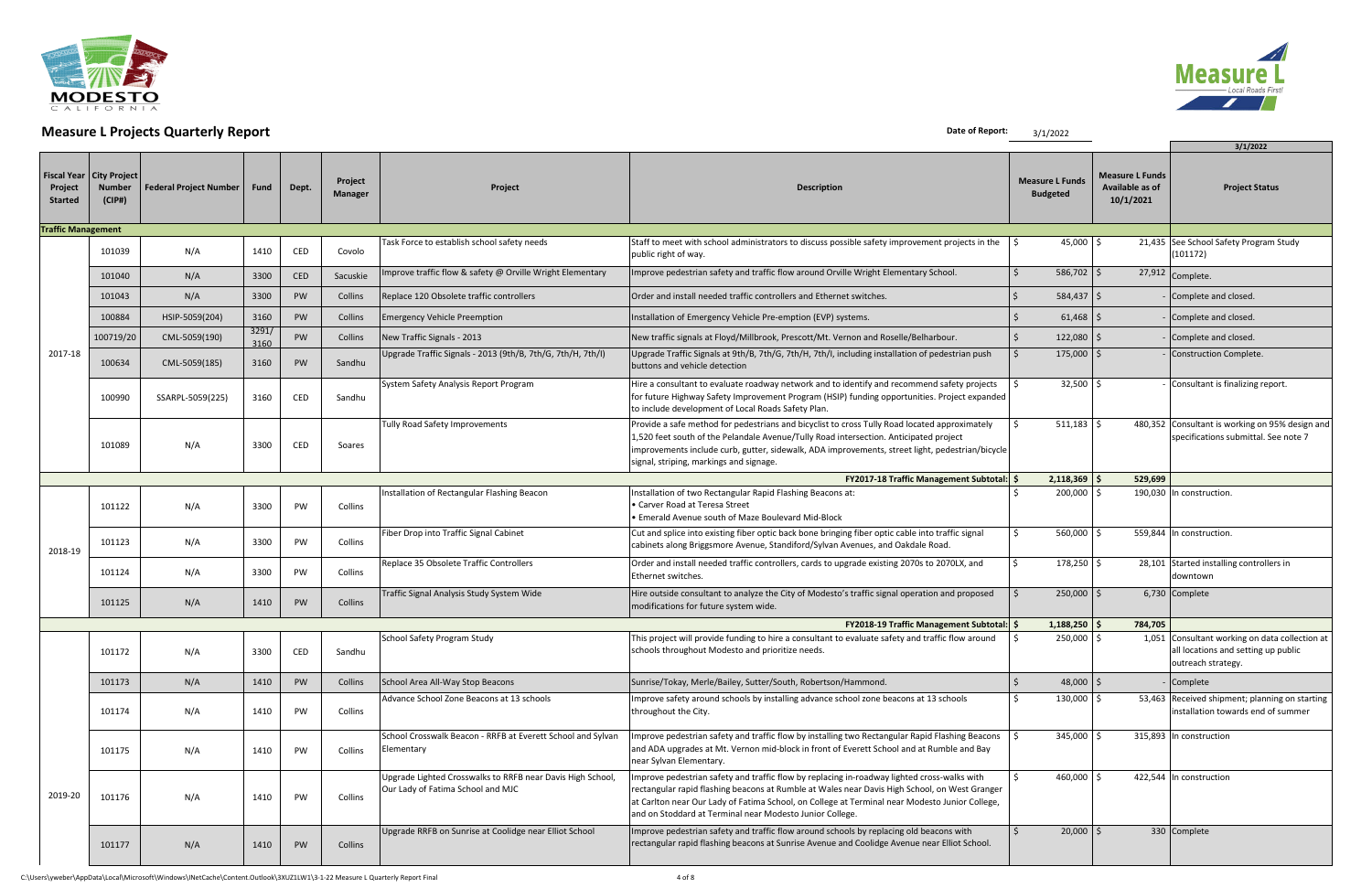# Measure L Projects Quarterly Report

**Date of Report:** 3/1/2022

| Fiscal Year Project Started | City Project Number (CIP#) | Federal Project Number | Fund | Dept. | Project Manager | Project | Description | Measure L Funds Budgeted | Measure L Funds Available as of 10/1/2021 | 3/1/2022 Project Status |
|---|---|---|---|---|---|---|---|---|---|---|
| **Traffic Management** | | | | | | | | | | |
| 2017-18 | 101039 | N/A | 1410 | CED | Covolo | Task Force to establish school safety needs | Staff to meet with school administrators to discuss possible safety improvement projects in the public right of way. | $ 45,000 | $ 21,435 | See School Safety Program Study (101172) |
| | 101040 | N/A | 3300 | CED | Sacuskie | Improve traffic flow & safety @ Orville Wright Elementary | Improve pedestrian safety and traffic flow around Orville Wright Elementary School. | $ 586,702 | $ 27,912 | Complete. |
| | 101043 | N/A | 3300 | PW | Collins | Replace 120 Obsolete traffic controllers | Order and install needed traffic controllers and Ethernet switches. | $ 584,437 | $ - | Complete and closed. |
| | 100884 | HSIP-5059(204) | 3160 | PW | Collins | Emergency Vehicle Preemption | Installation of Emergency Vehicle Pre-emption (EVP) systems. | $ 61,468 | $ - | Complete and closed. |
| | 100719/20 | CML-5059(190) | 3291/ 3160 | PW | Collins | New Traffic Signals - 2013 | New traffic signals at Floyd/Millbrook, Prescott/Mt. Vernon and Roselle/Belharbour. | $ 122,080 | $ - | Complete and closed. |
| | 100634 | CML-5059(185) | 3160 | PW | Sandhu | Upgrade Traffic Signals - 2013 (9th/B, 7th/G, 7th/H, 7th/I) | Upgrade Traffic Signals at 9th/B, 7th/G, 7th/H, 7th/I, including installation of pedestrian push buttons and vehicle detection | $ 175,000 | $ - | Construction Complete. |
| | 100990 | SSARPL-5059(225) | 3160 | CED | Sandhu | System Safety Analysis Report Program | Hire a consultant to evaluate roadway network and to identify and recommend safety projects for future Highway Safety Improvement Program (HSIP) funding opportunities. Project expanded to include development of Local Roads Safety Plan. | $ 32,500 | $ - | Consultant is finalizing report. |
| | 101089 | N/A | 3300 | CED | Soares | Tully Road Safety Improvements | Provide a safe method for pedestrians and bicyclist to cross Tully Road located approximately 1,520 feet south of the Pelandale Avenue/Tully Road intersection. Anticipated project improvements include curb, gutter, sidewalk, ADA improvements, street light, pedestrian/bicycle signal, striping, markings and signage. | $ 511,183 | $ 480,352 | Consultant is working on 95% design and specifications submittal. See note 7 |
| | | | | | | | **FY2017-18 Traffic Management Subtotal:** | **$ 2,118,369** | **$ 529,699** | |
| 2018-19 | 101122 | N/A | 3300 | PW | Collins | Installation of Rectangular Flashing Beacon | Installation of two Rectangular Rapid Flashing Beacons at: • Carver Road at Teresa Street • Emerald Avenue south of Maze Boulevard Mid-Block | $ 200,000 | $ 190,030 | In construction. |
| | 101123 | N/A | 3300 | PW | Collins | Fiber Drop into Traffic Signal Cabinet | Cut and splice into existing fiber optic back bone bringing fiber optic cable into traffic signal cabinets along Briggsmore Avenue, Standiford/Sylvan Avenues, and Oakdale Road. | $ 560,000 | $ 559,844 | In construction. |
| | 101124 | N/A | 3300 | PW | Collins | Replace 35 Obsolete Traffic Controllers | Order and install needed traffic controllers, cards to upgrade existing 2070s to 2070LX, and Ethernet switches. | $ 178,250 | $ 28,101 | Started installing controllers in downtown |
| | 101125 | N/A | 1410 | PW | Collins | Traffic Signal Analysis Study System Wide | Hire outside consultant to analyze the City of Modesto's traffic signal operation and proposed modifications for future system wide. | $ 250,000 | $ 6,730 | Complete |
| | | | | | | | **FY2018-19 Traffic Management Subtotal:** | **$ 1,188,250** | **$ 784,705** | |
| 2019-20 | 101172 | N/A | 3300 | CED | Sandhu | School Safety Program Study | This project will provide funding to hire a consultant to evaluate safety and traffic flow around schools throughout Modesto and prioritize needs. | $ 250,000 | $ 1,051 | Consultant working on data collection at all locations and setting up public outreach strategy. |
| | 101173 | N/A | 1410 | PW | Collins | School Area All-Way Stop Beacons | Sunrise/Tokay, Merle/Bailey, Sutter/South, Robertson/Hammond. | $ 48,000 | $ - | Complete |
| | 101174 | N/A | 1410 | PW | Collins | Advance School Zone Beacons at 13 schools | Improve safety around schools by installing advance school zone beacons at 13 schools throughout the City. | $ 130,000 | $ 53,463 | Received shipment; planning on starting installation towards end of summer |
| | 101175 | N/A | 1410 | PW | Collins | School Crosswalk Beacon - RRFB at Everett School and Sylvan Elementary | Improve pedestrian safety and traffic flow by installing two Rectangular Rapid Flashing Beacons and ADA upgrades at Mt. Vernon mid-block in front of Everett School and at Rumble and Bay near Sylvan Elementary. | $ 345,000 | $ 315,893 | In construction |
| | 101176 | N/A | 1410 | PW | Collins | Upgrade Lighted Crosswalks to RRFB near Davis High School, Our Lady of Fatima School and MJC | Improve pedestrian safety and traffic flow by replacing in-roadway lighted cross-walks with rectangular rapid flashing beacons at Rumble at Wales near Davis High School, on West Granger at Carlton near Our Lady of Fatima School, on College at Terminal near Modesto Junior College, and on Stoddard at Terminal near Modesto Junior College. | $ 460,000 | $ 422,544 | In construction |
| | 101177 | N/A | 1410 | PW | Collins | Upgrade RRFB on Sunrise at Coolidge near Elliot School | Improve pedestrian safety and traffic flow around schools by replacing old beacons with rectangular rapid flashing beacons at Sunrise Avenue and Coolidge Avenue near Elliot School. | $ 20,000 | $ 330 | Complete |

C:\Users\yweber\AppData\Local\Microsoft\Windows\INetCache\Content.Outlook\3XUZ1LW1\3-1-22 Measure L Quarterly Report Final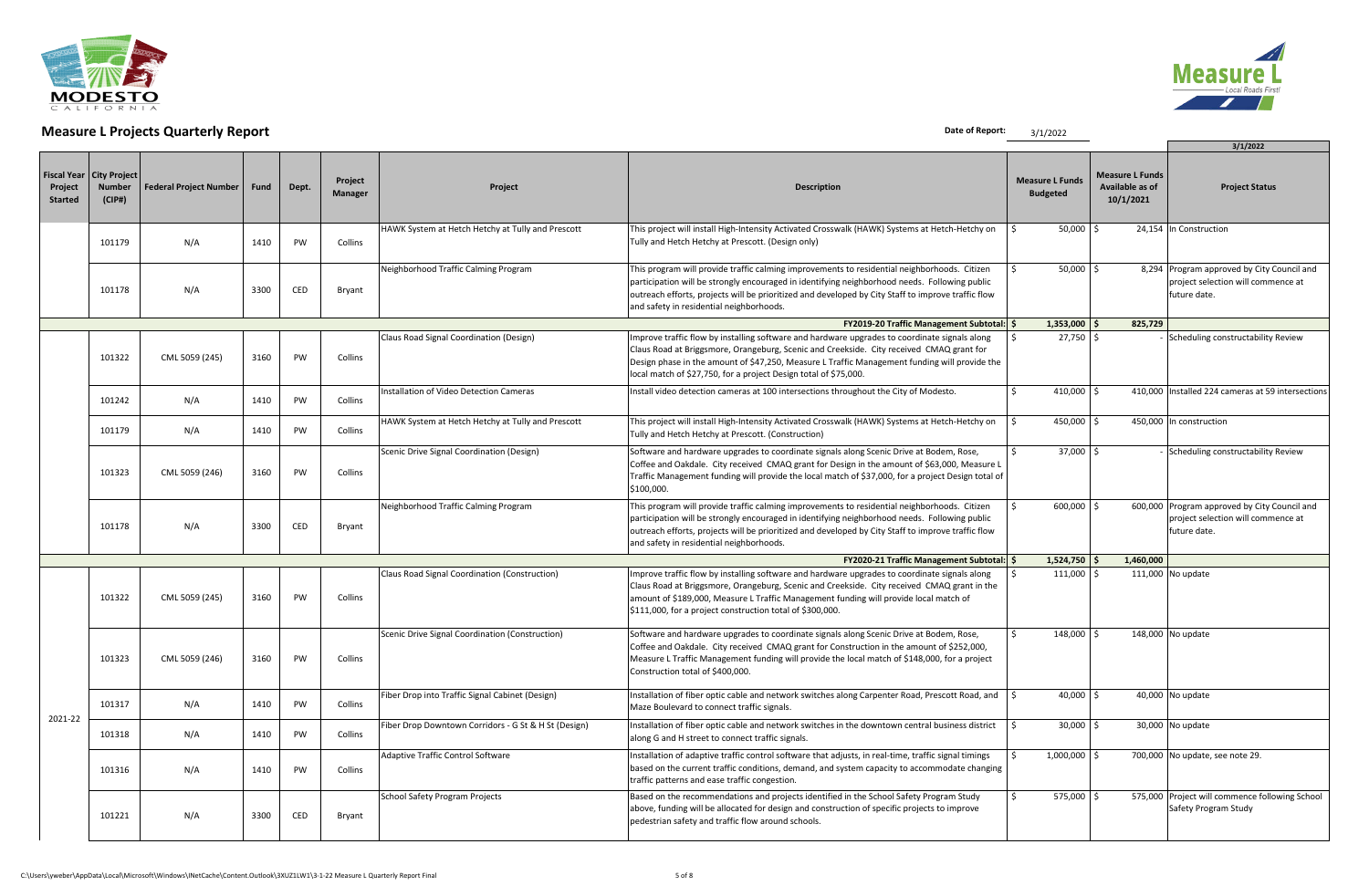# Measure L Projects Quarterly Report

**Date of Report:** 3/1/2022

| Fiscal Year Project Started | City Project Number (CIP#) | Federal Project Number | Fund | Dept. | Project Manager | Project | Description | Measure L Funds Budgeted | Measure L Funds Available as of 10/1/2021 | 3/1/2022 Project Status |
|---|---|---|---|---|---|---|---|---|---|---|
| | 101179 | N/A | 1410 | PW | Collins | HAWK System at Hetch Hetchy at Tully and Prescott | This project will install High-Intensity Activated Crosswalk (HAWK) Systems at Hetch-Hetchy on Tully and Hetch Hetchy at Prescott. (Design only) | $ 50,000 | $ 24,154 | In Construction |
| | 101178 | N/A | 3300 | CED | Bryant | Neighborhood Traffic Calming Program | This program will provide traffic calming improvements to residential neighborhoods. Citizen participation will be strongly encouraged in identifying neighborhood needs. Following public outreach efforts, projects will be prioritized and developed by City Staff to improve traffic flow and safety in residential neighborhoods. | $ 50,000 | $ 8,294 | Program approved by City Council and project selection will commence at future date. |
| | | | | | | | **FY2019-20 Traffic Management Subtotal:** | **$ 1,353,000** | **$ 825,729** | |
| | 101322 | CML 5059 (245) | 3160 | PW | Collins | Claus Road Signal Coordination (Design) | Improve traffic flow by installing software and hardware upgrades to coordinate signals along Claus Road at Briggsmore, Orangeburg, Scenic and Creekside. City received CMAQ grant for Design phase in the amount of $47,250, Measure L Traffic Management funding will provide the local match of $27,750, for a project Design total of $75,000. | $ 27,750 | $ - | Scheduling constructability Review |
| | 101242 | N/A | 1410 | PW | Collins | Installation of Video Detection Cameras | Install video detection cameras at 100 intersections throughout the City of Modesto. | $ 410,000 | $ 410,000 | Installed 224 cameras at 59 intersections |
| | 101179 | N/A | 1410 | PW | Collins | HAWK System at Hetch Hetchy at Tully and Prescott | This project will install High-Intensity Activated Crosswalk (HAWK) Systems at Hetch-Hetchy on Tully and Hetch Hetchy at Prescott. (Construction) | $ 450,000 | $ 450,000 | In construction |
| | 101323 | CML 5059 (246) | 3160 | PW | Collins | Scenic Drive Signal Coordination (Design) | Software and hardware upgrades to coordinate signals along Scenic Drive at Bodem, Rose, Coffee and Oakdale. City received CMAQ grant for Design in the amount of $63,000, Measure L Traffic Management funding will provide the local match of $37,000, for a project Design total of $100,000. | $ 37,000 | $ - | Scheduling constructability Review |
| | 101178 | N/A | 3300 | CED | Bryant | Neighborhood Traffic Calming Program | This program will provide traffic calming improvements to residential neighborhoods. Citizen participation will be strongly encouraged in identifying neighborhood needs. Following public outreach efforts, projects will be prioritized and developed by City Staff to improve traffic flow and safety in residential neighborhoods. | $ 600,000 | $ 600,000 | Program approved by City Council and project selection will commence at future date. |
| | | | | | | | **FY2020-21 Traffic Management Subtotal:** | **$ 1,524,750** | **$ 1,460,000** | |
| 2021-22 | 101322 | CML 5059 (245) | 3160 | PW | Collins | Claus Road Signal Coordination (Construction) | Improve traffic flow by installing software and hardware upgrades to coordinate signals along Claus Road at Briggsmore, Orangeburg, Scenic and Creekside. City received CMAQ grant in the amount of $189,000, Measure L Traffic Management funding will provide local match of $111,000, for a project construction total of $300,000. | $ 111,000 | $ 111,000 | No update |
| 2021-22 | 101323 | CML 5059 (246) | 3160 | PW | Collins | Scenic Drive Signal Coordination (Construction) | Software and hardware upgrades to coordinate signals along Scenic Drive at Bodem, Rose, Coffee and Oakdale. City received CMAQ grant for Construction in the amount of $252,000, Measure L Traffic Management funding will provide the local match of $148,000, for a project Construction total of $400,000. | $ 148,000 | $ 148,000 | No update |
| 2021-22 | 101317 | N/A | 1410 | PW | Collins | Fiber Drop into Traffic Signal Cabinet (Design) | Installation of fiber optic cable and network switches along Carpenter Road, Prescott Road, and Maze Boulevard to connect traffic signals. | $ 40,000 | $ 40,000 | No update |
| 2021-22 | 101318 | N/A | 1410 | PW | Collins | Fiber Drop Downtown Corridors - G St & H St (Design) | Installation of fiber optic cable and network switches in the downtown central business district along G and H street to connect traffic signals. | $ 30,000 | $ 30,000 | No update |
| 2021-22 | 101316 | N/A | 1410 | PW | Collins | Adaptive Traffic Control Software | Installation of adaptive traffic control software that adjusts, in real-time, traffic signal timings based on the current traffic conditions, demand, and system capacity to accommodate changing traffic patterns and ease traffic congestion. | $ 1,000,000 | $ 700,000 | No update, see note 29. |
| 2021-22 | 101221 | N/A | 3300 | CED | Bryant | School Safety Program Projects | Based on the recommendations and projects identified in the School Safety Program Study above, funding will be allocated for design and construction of specific projects to improve pedestrian safety and traffic flow around schools. | $ 575,000 | $ 575,000 | Project will commence following School Safety Program Study |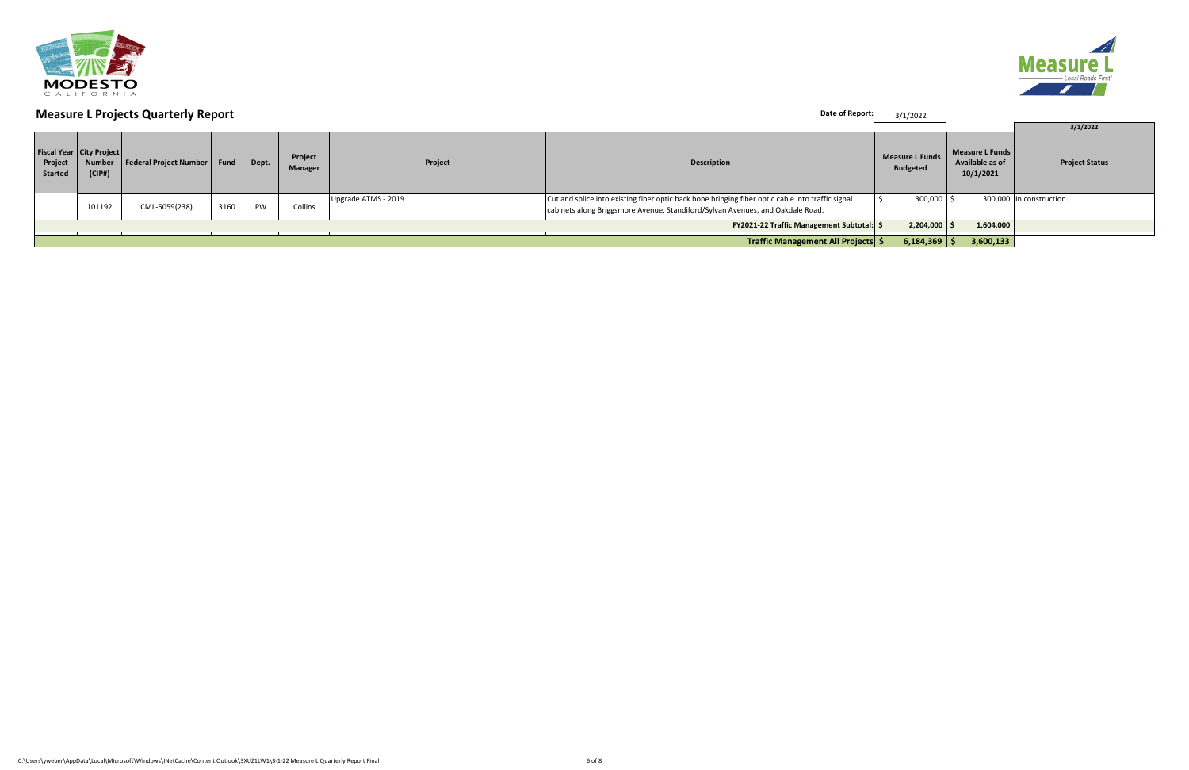## Measure L Projects Quarterly Report

**Date of Report:** 3/1/2022

| Fiscal Year Project Started | City Project Number (CIP#) | Federal Project Number | Fund | Dept. | Project Manager | Project | Description | Measure L Funds Budgeted | Measure L Funds Available as of 10/1/2021 | 3/1/2022 Project Status |
|---|---|---|---|---|---|---|---|---|---|---|
| | 101192 | CML-5059(238) | 3160 | PW | Collins | Upgrade ATMS - 2019 | Cut and splice into existing fiber optic back bone bringing fiber optic cable into traffic signal cabinets along Briggsmore Avenue, Standiford/Sylvan Avenues, and Oakdale Road. | $ 300,000 | $ 300,000 | In construction. |
| | | | | | | | **FY2021-22 Traffic Management Subtotal:** | **$ 2,204,000** | **$ 1,604,000** | |
| | | | | | | | **Traffic Management All Projects** | **$ 6,184,369** | **$ 3,600,133** | |

C:\Users\yweber\AppData\Local\Microsoft\Windows\INetCache\Content.Outlook\3XUZ1LW1\3-1-22 Measure L Quarterly Report Final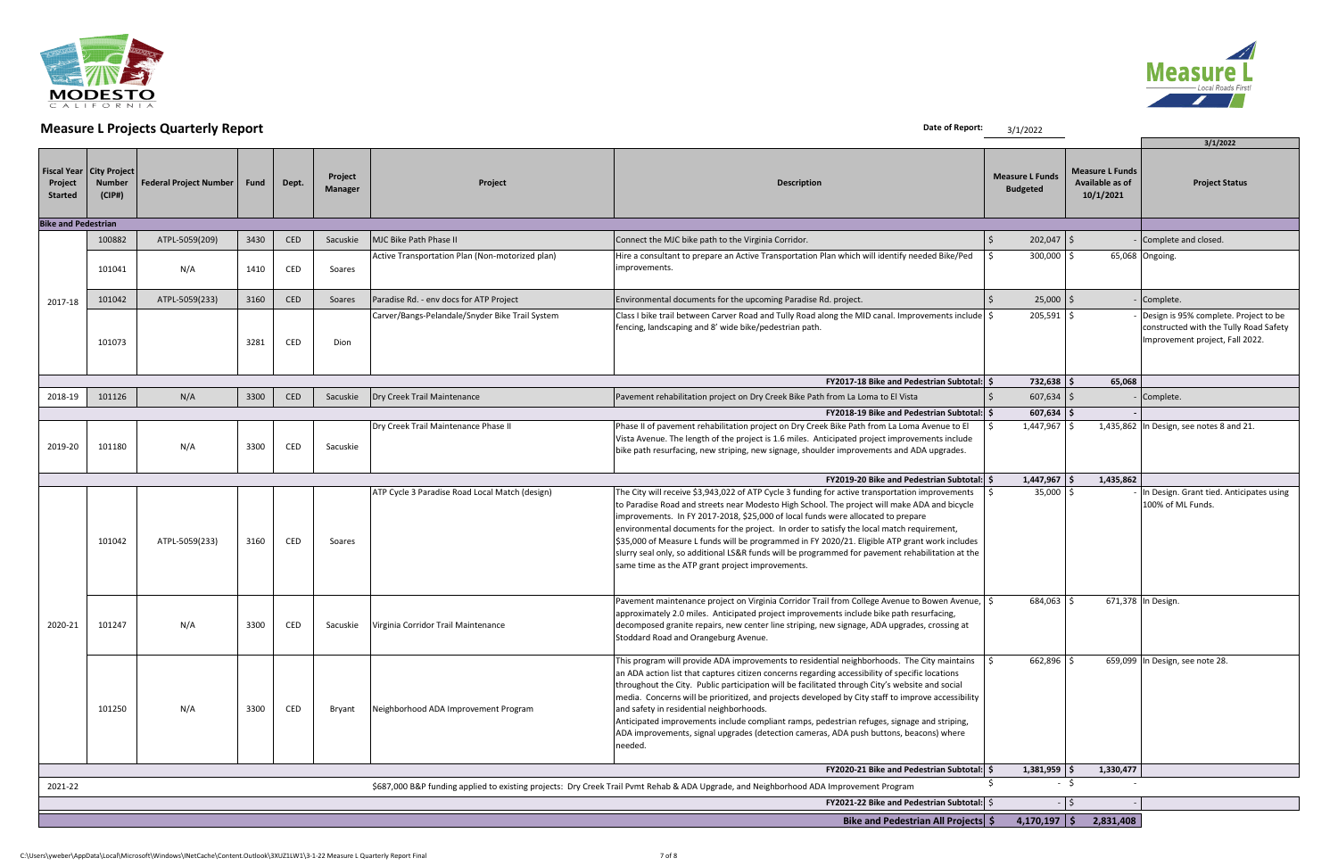# Measure L Projects Quarterly Report

**Date of Report:** 3/1/2022

| Fiscal Year Project Started | City Project Number (CIP#) | Federal Project Number | Fund | Dept. | Project Manager | Project | Description | Measure L Funds Budgeted | Measure L Funds Available as of 10/1/2021 | 3/1/2022 Project Status |
|---|---|---|---|---|---|---|---|---|---|---|
| **Bike and Pedestrian** | | | | | | | | | | |
| 2017-18 | 100882 | ATPL-5059(209) | 3430 | CED | Sacuskie | MJC Bike Path Phase II | Connect the MJC bike path to the Virginia Corridor. | $ 202,047 | $ - | Complete and closed. |
| | 101041 | N/A | 1410 | CED | Soares | Active Transportation Plan (Non-motorized plan) | Hire a consultant to prepare an Active Transportation Plan which will identify needed Bike/Ped improvements. | $ 300,000 | $ 65,068 | Ongoing. |
| | 101042 | ATPL-5059(233) | 3160 | CED | Soares | Paradise Rd. - env docs for ATP Project | Environmental documents for the upcoming Paradise Rd. project. | $ 25,000 | $ - | Complete. |
| | 101073 | | 3281 | CED | Dion | Carver/Bangs-Pelandale/Snyder Bike Trail System | Class I bike trail between Carver Road and Tully Road along the MID canal. Improvements include fencing, landscaping and 8' wide bike/pedestrian path. | $ 205,591 | $ - | Design is 95% complete. Project to be constructed with the Tully Road Safety Improvement project, Fall 2022. |
| | | | | | | | **FY2017-18 Bike and Pedestrian Subtotal:** | **$ 732,638** | **$ 65,068** | |
| 2018-19 | 101126 | N/A | 3300 | CED | Sacuskie | Dry Creek Trail Maintenance | Pavement rehabilitation project on Dry Creek Bike Path from La Loma to El Vista | $ 607,634 | $ - | Complete. |
| | | | | | | | **FY2018-19 Bike and Pedestrian Subtotal:** | **$ 607,634** | **$ -** | |
| 2019-20 | 101180 | N/A | 3300 | CED | Sacuskie | Dry Creek Trail Maintenance Phase II | Phase II of pavement rehabilitation project on Dry Creek Bike Path from La Loma Avenue to El Vista Avenue. The length of the project is 1.6 miles. Anticipated project improvements include bike path resurfacing, new striping, new signage, shoulder improvements and ADA upgrades. | $ 1,447,967 | $ 1,435,862 | In Design, see notes 8 and 21. |
| | | | | | | | **FY2019-20 Bike and Pedestrian Subtotal:** | **$ 1,447,967** | **$ 1,435,862** | |
| 2020-21 | 101042 | ATPL-5059(233) | 3160 | CED | Soares | ATP Cycle 3 Paradise Road Local Match (design) | The City will receive $3,943,022 of ATP Cycle 3 funding for active transportation improvements to Paradise Road and streets near Modesto High School. The project will make ADA and bicycle improvements. In FY 2017-2018, $25,000 of local funds were allocated to prepare environmental documents for the project. In order to satisfy the local match requirement, $35,000 of Measure L funds will be programmed in FY 2020/21. Eligible ATP grant work includes slurry seal only, so additional LS&R funds will be programmed for pavement rehabilitation at the same time as the ATP grant project improvements. | $ 35,000 | $ - | In Design. Grant tied. Anticipates using 100% of ML Funds. |
| | 101247 | N/A | 3300 | CED | Sacuskie | Virginia Corridor Trail Maintenance | Pavement maintenance project on Virginia Corridor Trail from College Avenue to Bowen Avenue, approximately 2.0 miles. Anticipated project improvements include bike path resurfacing, decomposed granite repairs, new center line striping, new signage, ADA upgrades, crossing at Stoddard Road and Orangeburg Avenue. | $ 684,063 | $ 671,378 | In Design. |
| | 101250 | N/A | 3300 | CED | Bryant | Neighborhood ADA Improvement Program | This program will provide ADA improvements to residential neighborhoods. The City maintains an ADA action list that captures citizen concerns regarding accessibility of specific locations throughout the City. Public participation will be facilitated through City's website and social media. Concerns will be prioritized, and projects developed by City staff to improve accessibility and safety in residential neighborhoods. Anticipated improvements include compliant ramps, pedestrian refuges, signage and striping, ADA improvements, signal upgrades (detection cameras, ADA push buttons, beacons) where needed. | $ 662,896 | $ 659,099 | In Design, see note 28. |
| | | | | | | | **FY2020-21 Bike and Pedestrian Subtotal:** | **$ 1,381,959** | **$ 1,330,477** | |
| 2021-22 | | | | | | | $687,000 B&P funding applied to existing projects: Dry Creek Trail Pvmt Rehab & ADA Upgrade, and Neighborhood ADA Improvement Program | $ - | $ - | |
| | | | | | | | **FY2021-22 Bike and Pedestrian Subtotal:** | $ - | $ - | |
| | | | | | | | **Bike and Pedestrian All Projects** | **$ 4,170,197** | **$ 2,831,408** | |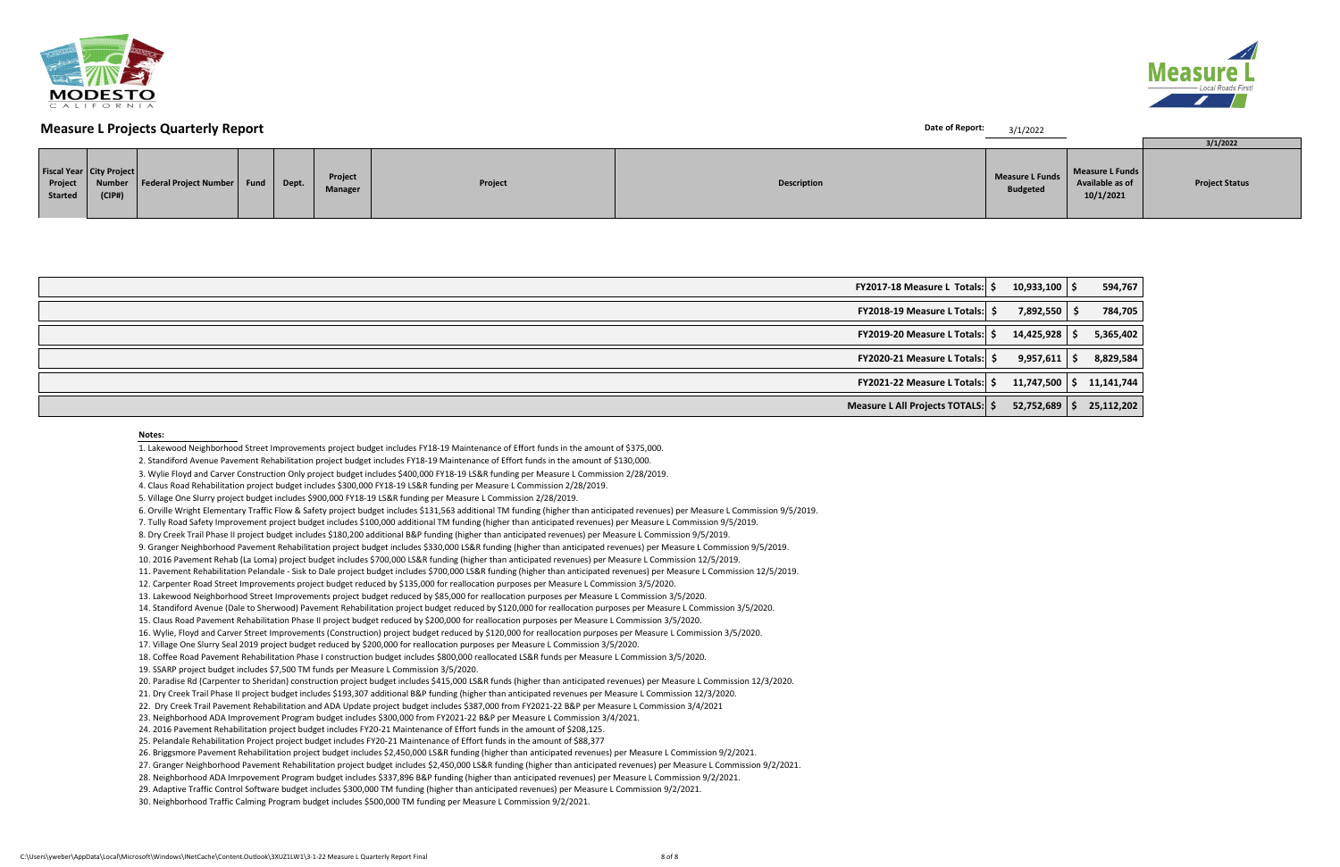# Measure L Projects Quarterly Report

**Date of Report:** 3/1/2022

| Fiscal Year Project Started | City Project Number (CIP#) | Federal Project Number | Fund | Dept. | Project Manager | Project | Description | Measure L Funds Budgeted | Measure L Funds Available as of 10/1/2021 | 3/1/2022 Project Status |
|---|---|---|---|---|---|---|---|---|---|---|

| | | |
|---|---|---|
| **FY2017-18 Measure L Totals:** | **$ 10,933,100** | **$ 594,767** |
| **FY2018-19 Measure L Totals:** | **$ 7,892,550** | **$ 784,705** |
| **FY2019-20 Measure L Totals:** | **$ 14,425,928** | **$ 5,365,402** |
| **FY2020-21 Measure L Totals:** | **$ 9,957,611** | **$ 8,829,584** |
| **FY2021-22 Measure L Totals:** | **$ 11,747,500** | **$ 11,141,744** |
| **Measure L All Projects TOTALS:** | **$ 52,752,689** | **$ 25,112,202** |

**Notes:**

1. Lakewood Neighborhood Street Improvements project budget includes FY18-19 Maintenance of Effort funds in the amount of $375,000.
2. Standiford Avenue Pavement Rehabilitation project budget includes FY18-19 Maintenance of Effort funds in the amount of $130,000.
3. Wylie Floyd and Carver Construction Only project budget includes $400,000 FY18-19 LS&R funding per Measure L Commission 2/28/2019.
4. Claus Road Rehabilitation project budget includes $300,000 FY18-19 LS&R funding per Measure L Commission 2/28/2019.
5. Village One Slurry project budget includes $900,000 FY18-19 LS&R funding per Measure L Commission 2/28/2019.
6. Orville Wright Elementary Traffic Flow & Safety project budget includes $131,563 additional TM funding (higher than anticipated revenues) per Measure L Commission 9/5/2019.
7. Tully Road Safety Improvement project budget includes $100,000 additional TM funding (higher than anticipated revenues) per Measure L Commission 9/5/2019.
8. Dry Creek Trail Phase II project budget includes $180,200 additional B&P funding (higher than anticipated revenues) per Measure L Commission 9/5/2019.
9. Granger Neighborhood Pavement Rehabilitation project budget includes $330,000 LS&R funding (higher than anticipated revenues) per Measure L Commission 9/5/2019.
10. 2016 Pavement Rehab (La Loma) project budget includes $700,000 LS&R funding (higher than anticipated revenues) per Measure L Commission 12/5/2019.
11. Pavement Rehabilitation Pelandale - Sisk to Dale project budget includes $700,000 LS&R funding (higher than anticipated revenues) per Measure L Commission 12/5/2019.
12. Carpenter Road Street Improvements project budget reduced by $135,000 for reallocation purposes per Measure L Commission 3/5/2020.
13. Lakewood Neighborhood Street Improvements project budget reduced by $85,000 for reallocation purposes per Measure L Commission 3/5/2020.
14. Standiford Avenue (Dale to Sherwood) Pavement Rehabilitation project budget reduced by $120,000 for reallocation purposes per Measure L Commission 3/5/2020.
15. Claus Road Pavement Rehabilitation Phase II project budget reduced by $200,000 for reallocation purposes per Measure L Commission 3/5/2020.
16. Wylie, Floyd and Carver Street Improvements (Construction) project budget reduced by $120,000 for reallocation purposes per Measure L Commission 3/5/2020.
17. Village One Slurry Seal 2019 project budget reduced by $200,000 for reallocation purposes per Measure L Commission 3/5/2020.
18. Coffee Road Pavement Rehabilitation Phase I construction budget includes $800,000 reallocated LS&R funds per Measure L Commission 3/5/2020.
19. SSARP project budget includes $7,500 TM funds per Measure L Commission 3/5/2020.
20. Paradise Rd (Carpenter to Sheridan) construction project budget includes $415,000 LS&R funds (higher than anticipated revenues) per Measure L Commission 12/3/2020.
21. Dry Creek Trail Phase II project budget includes $193,307 additional B&P funding (higher than anticipated revenues per Measure L Commission 12/3/2020.
22. Dry Creek Trail Pavement Rehabilitation and ADA Update project budget includes $387,000 from FY2021-22 B&P per Measure L Commission 3/4/2021
23. Neighborhood ADA Improvement Program budget includes $300,000 from FY2021-22 B&P per Measure L Commission 3/4/2021.
24. 2016 Pavement Rehabilitation project budget includes FY20-21 Maintenance of Effort funds in the amount of $208,125.
25. Pelandale Rehabilitation Project project budget includes FY20-21 Maintenance of Effort funds in the amount of $88,377
26. Briggsmore Pavement Rehabilitation project budget includes $2,450,000 LS&R funding (higher than anticipated revenues) per Measure L Commission 9/2/2021.
27. Granger Neighborhood Pavement Rehabilitation project budget includes $2,450,000 LS&R funding (higher than anticipated revenues) per Measure L Commission 9/2/2021.
28. Neighborhood ADA Imrpovement Program budget includes $337,896 B&P funding (higher than anticipated revenues) per Measure L Commission 9/2/2021.
29. Adaptive Traffic Control Software budget includes $300,000 TM funding (higher than anticipated revenues) per Measure L Commission 9/2/2021.
30. Neighborhood Traffic Calming Program budget includes $500,000 TM funding per Measure L Commission 9/2/2021.